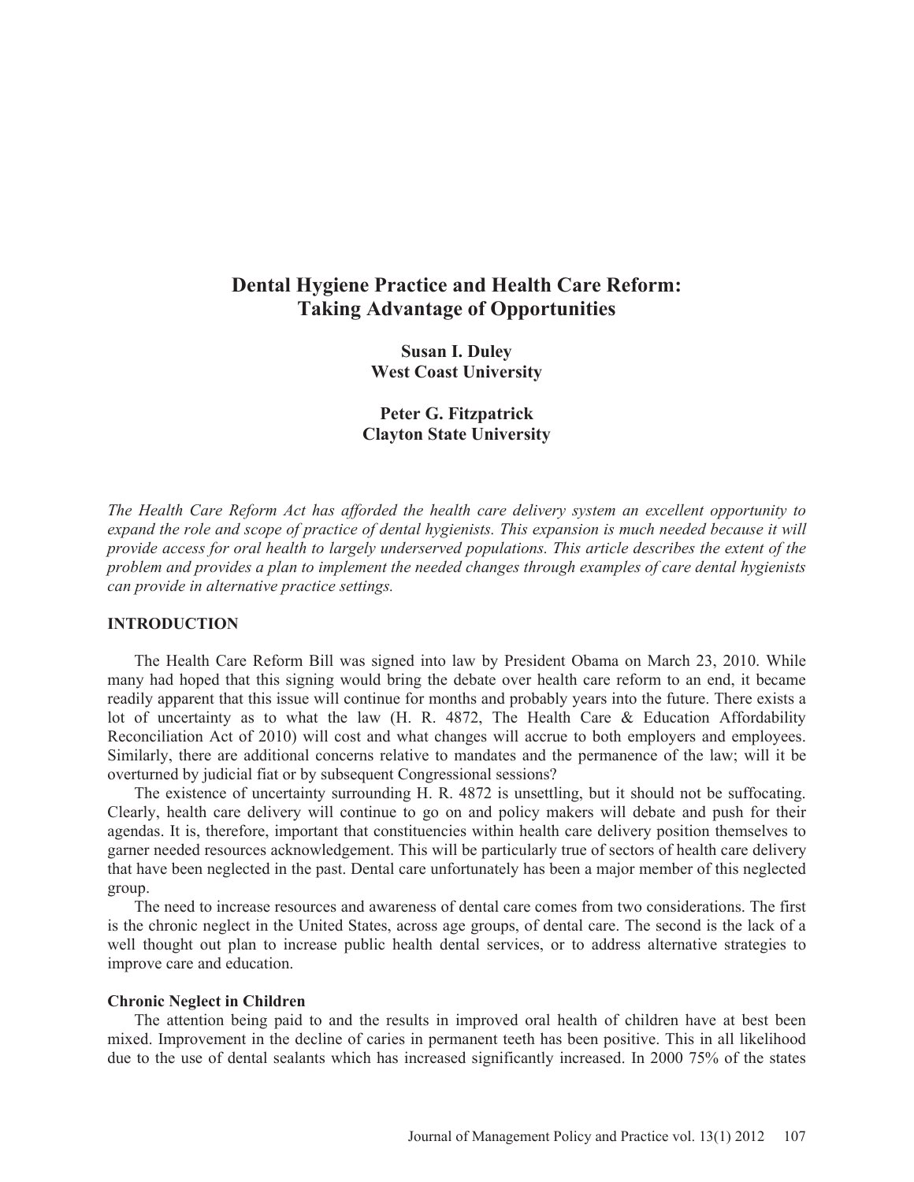# Dental Hygiene Practice and Health Care Reform: Taking Advantage of Opportunities

**Susan I. Duley**
**West Coast University**

**Peter G. Fitzpatrick**
**Clayton State University**

*The Health Care Reform Act has afforded the health care delivery system an excellent opportunity to expand the role and scope of practice of dental hygienists. This expansion is much needed because it will provide access for oral health to largely underserved populations. This article describes the extent of the problem and provides a plan to implement the needed changes through examples of care dental hygienists can provide in alternative practice settings.*

## INTRODUCTION

The Health Care Reform Bill was signed into law by President Obama on March 23, 2010. While many had hoped that this signing would bring the debate over health care reform to an end, it became readily apparent that this issue will continue for months and probably years into the future. There exists a lot of uncertainty as to what the law (H. R. 4872, The Health Care & Education Affordability Reconciliation Act of 2010) will cost and what changes will accrue to both employers and employees. Similarly, there are additional concerns relative to mandates and the permanence of the law; will it be overturned by judicial fiat or by subsequent Congressional sessions?

The existence of uncertainty surrounding H. R. 4872 is unsettling, but it should not be suffocating. Clearly, health care delivery will continue to go on and policy makers will debate and push for their agendas. It is, therefore, important that constituencies within health care delivery position themselves to garner needed resources acknowledgement. This will be particularly true of sectors of health care delivery that have been neglected in the past. Dental care unfortunately has been a major member of this neglected group.

The need to increase resources and awareness of dental care comes from two considerations. The first is the chronic neglect in the United States, across age groups, of dental care. The second is the lack of a well thought out plan to increase public health dental services, or to address alternative strategies to improve care and education.

### Chronic Neglect in Children

The attention being paid to and the results in improved oral health of children have at best been mixed. Improvement in the decline of caries in permanent teeth has been positive. This in all likelihood due to the use of dental sealants which has increased significantly increased. In 2000 75% of the states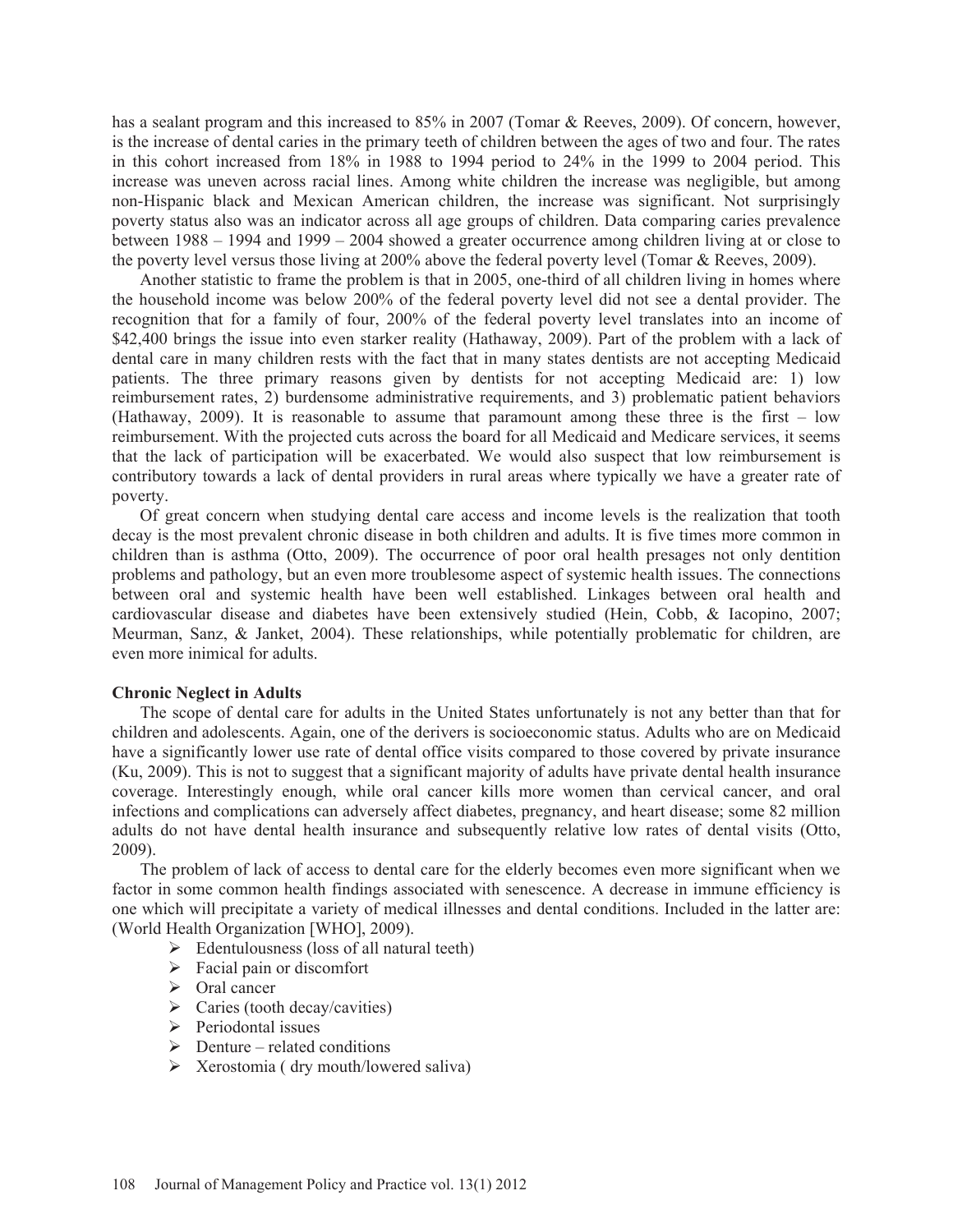has a sealant program and this increased to 85% in 2007 (Tomar & Reeves, 2009). Of concern, however, is the increase of dental caries in the primary teeth of children between the ages of two and four. The rates in this cohort increased from 18% in 1988 to 1994 period to 24% in the 1999 to 2004 period. This increase was uneven across racial lines. Among white children the increase was negligible, but among non-Hispanic black and Mexican American children, the increase was significant. Not surprisingly poverty status also was an indicator across all age groups of children. Data comparing caries prevalence between 1988 – 1994 and 1999 – 2004 showed a greater occurrence among children living at or close to the poverty level versus those living at 200% above the federal poverty level (Tomar & Reeves, 2009).

Another statistic to frame the problem is that in 2005, one-third of all children living in homes where the household income was below 200% of the federal poverty level did not see a dental provider. The recognition that for a family of four, 200% of the federal poverty level translates into an income of $42,400 brings the issue into even starker reality (Hathaway, 2009). Part of the problem with a lack of dental care in many children rests with the fact that in many states dentists are not accepting Medicaid patients. The three primary reasons given by dentists for not accepting Medicaid are: 1) low reimbursement rates, 2) burdensome administrative requirements, and 3) problematic patient behaviors (Hathaway, 2009). It is reasonable to assume that paramount among these three is the first – low reimbursement. With the projected cuts across the board for all Medicaid and Medicare services, it seems that the lack of participation will be exacerbated. We would also suspect that low reimbursement is contributory towards a lack of dental providers in rural areas where typically we have a greater rate of poverty.

Of great concern when studying dental care access and income levels is the realization that tooth decay is the most prevalent chronic disease in both children and adults. It is five times more common in children than is asthma (Otto, 2009). The occurrence of poor oral health presages not only dentition problems and pathology, but an even more troublesome aspect of systemic health issues. The connections between oral and systemic health have been well established. Linkages between oral health and cardiovascular disease and diabetes have been extensively studied (Hein, Cobb, & Iacopino, 2007; Meurman, Sanz, & Janket, 2004). These relationships, while potentially problematic for children, are even more inimical for adults.

**Chronic Neglect in Adults**

The scope of dental care for adults in the United States unfortunately is not any better than that for children and adolescents. Again, one of the derivers is socioeconomic status. Adults who are on Medicaid have a significantly lower use rate of dental office visits compared to those covered by private insurance (Ku, 2009). This is not to suggest that a significant majority of adults have private dental health insurance coverage. Interestingly enough, while oral cancer kills more women than cervical cancer, and oral infections and complications can adversely affect diabetes, pregnancy, and heart disease; some 82 million adults do not have dental health insurance and subsequently relative low rates of dental visits (Otto, 2009).

The problem of lack of access to dental care for the elderly becomes even more significant when we factor in some common health findings associated with senescence. A decrease in immune efficiency is one which will precipitate a variety of medical illnesses and dental conditions. Included in the latter are: (World Health Organization [WHO], 2009).

- Edentulousness (loss of all natural teeth)
- Facial pain or discomfort
- Oral cancer
- Caries (tooth decay/cavities)
- Periodontal issues
- Denture – related conditions
- Xerostomia ( dry mouth/lowered saliva)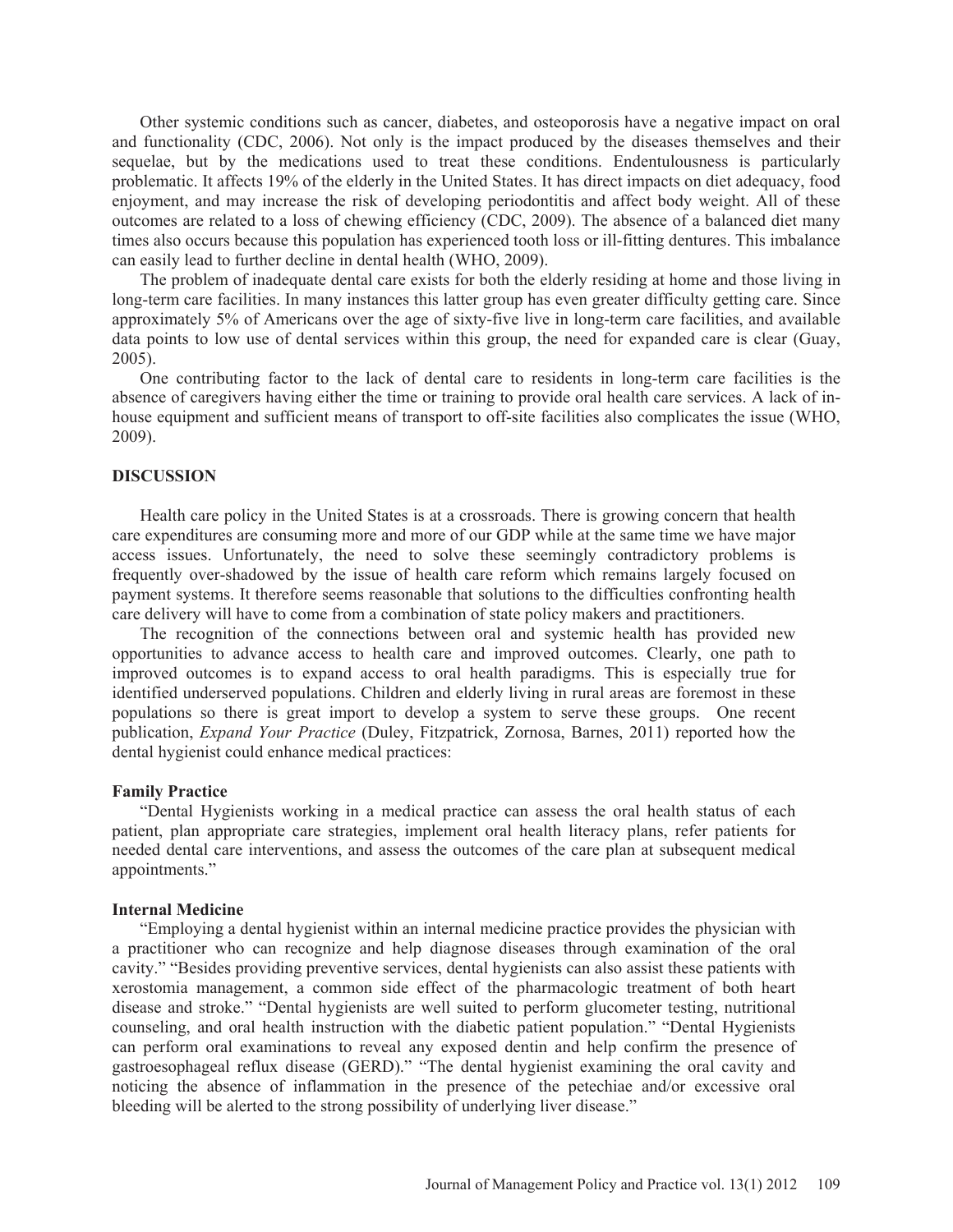Other systemic conditions such as cancer, diabetes, and osteoporosis have a negative impact on oral and functionality (CDC, 2006). Not only is the impact produced by the diseases themselves and their sequelae, but by the medications used to treat these conditions. Endentulousness is particularly problematic. It affects 19% of the elderly in the United States. It has direct impacts on diet adequacy, food enjoyment, and may increase the risk of developing periodontitis and affect body weight. All of these outcomes are related to a loss of chewing efficiency (CDC, 2009). The absence of a balanced diet many times also occurs because this population has experienced tooth loss or ill-fitting dentures. This imbalance can easily lead to further decline in dental health (WHO, 2009).

The problem of inadequate dental care exists for both the elderly residing at home and those living in long-term care facilities. In many instances this latter group has even greater difficulty getting care. Since approximately 5% of Americans over the age of sixty-five live in long-term care facilities, and available data points to low use of dental services within this group, the need for expanded care is clear (Guay, 2005).

One contributing factor to the lack of dental care to residents in long-term care facilities is the absence of caregivers having either the time or training to provide oral health care services. A lack of in-house equipment and sufficient means of transport to off-site facilities also complicates the issue (WHO, 2009).

## DISCUSSION

Health care policy in the United States is at a crossroads. There is growing concern that health care expenditures are consuming more and more of our GDP while at the same time we have major access issues. Unfortunately, the need to solve these seemingly contradictory problems is frequently over-shadowed by the issue of health care reform which remains largely focused on payment systems. It therefore seems reasonable that solutions to the difficulties confronting health care delivery will have to come from a combination of state policy makers and practitioners.

The recognition of the connections between oral and systemic health has provided new opportunities to advance access to health care and improved outcomes. Clearly, one path to improved outcomes is to expand access to oral health paradigms. This is especially true for identified underserved populations. Children and elderly living in rural areas are foremost in these populations so there is great import to develop a system to serve these groups. One recent publication, *Expand Your Practice* (Duley, Fitzpatrick, Zornosa, Barnes, 2011) reported how the dental hygienist could enhance medical practices:

### Family Practice

"Dental Hygienists working in a medical practice can assess the oral health status of each patient, plan appropriate care strategies, implement oral health literacy plans, refer patients for needed dental care interventions, and assess the outcomes of the care plan at subsequent medical appointments."

### Internal Medicine

"Employing a dental hygienist within an internal medicine practice provides the physician with a practitioner who can recognize and help diagnose diseases through examination of the oral cavity." "Besides providing preventive services, dental hygienists can also assist these patients with xerostomia management, a common side effect of the pharmacologic treatment of both heart disease and stroke." "Dental hygienists are well suited to perform glucometer testing, nutritional counseling, and oral health instruction with the diabetic patient population." "Dental Hygienists can perform oral examinations to reveal any exposed dentin and help confirm the presence of gastroesophageal reflux disease (GERD)." "The dental hygienist examining the oral cavity and noticing the absence of inflammation in the presence of the petechiae and/or excessive oral bleeding will be alerted to the strong possibility of underlying liver disease."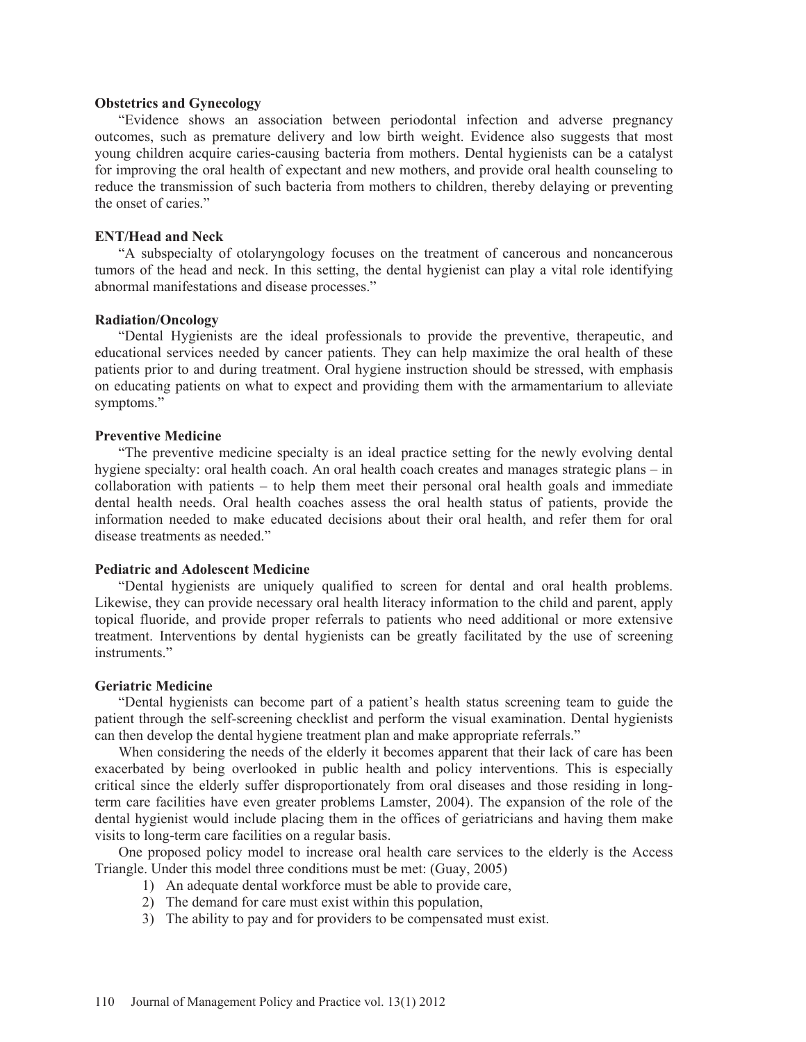**Obstetrics and Gynecology**

"Evidence shows an association between periodontal infection and adverse pregnancy outcomes, such as premature delivery and low birth weight. Evidence also suggests that most young children acquire caries-causing bacteria from mothers. Dental hygienists can be a catalyst for improving the oral health of expectant and new mothers, and provide oral health counseling to reduce the transmission of such bacteria from mothers to children, thereby delaying or preventing the onset of caries."

**ENT/Head and Neck**

"A subspecialty of otolaryngology focuses on the treatment of cancerous and noncancerous tumors of the head and neck. In this setting, the dental hygienist can play a vital role identifying abnormal manifestations and disease processes."

**Radiation/Oncology**

"Dental Hygienists are the ideal professionals to provide the preventive, therapeutic, and educational services needed by cancer patients. They can help maximize the oral health of these patients prior to and during treatment. Oral hygiene instruction should be stressed, with emphasis on educating patients on what to expect and providing them with the armamentarium to alleviate symptoms."

**Preventive Medicine**

"The preventive medicine specialty is an ideal practice setting for the newly evolving dental hygiene specialty: oral health coach. An oral health coach creates and manages strategic plans – in collaboration with patients – to help them meet their personal oral health goals and immediate dental health needs. Oral health coaches assess the oral health status of patients, provide the information needed to make educated decisions about their oral health, and refer them for oral disease treatments as needed."

**Pediatric and Adolescent Medicine**

"Dental hygienists are uniquely qualified to screen for dental and oral health problems. Likewise, they can provide necessary oral health literacy information to the child and parent, apply topical fluoride, and provide proper referrals to patients who need additional or more extensive treatment. Interventions by dental hygienists can be greatly facilitated by the use of screening instruments."

**Geriatric Medicine**

"Dental hygienists can become part of a patient's health status screening team to guide the patient through the self-screening checklist and perform the visual examination. Dental hygienists can then develop the dental hygiene treatment plan and make appropriate referrals."

When considering the needs of the elderly it becomes apparent that their lack of care has been exacerbated by being overlooked in public health and policy interventions. This is especially critical since the elderly suffer disproportionately from oral diseases and those residing in long-term care facilities have even greater problems Lamster, 2004). The expansion of the role of the dental hygienist would include placing them in the offices of geriatricians and having them make visits to long-term care facilities on a regular basis.

One proposed policy model to increase oral health care services to the elderly is the Access Triangle. Under this model three conditions must be met: (Guay, 2005)

1) An adequate dental workforce must be able to provide care,
2) The demand for care must exist within this population,
3) The ability to pay and for providers to be compensated must exist.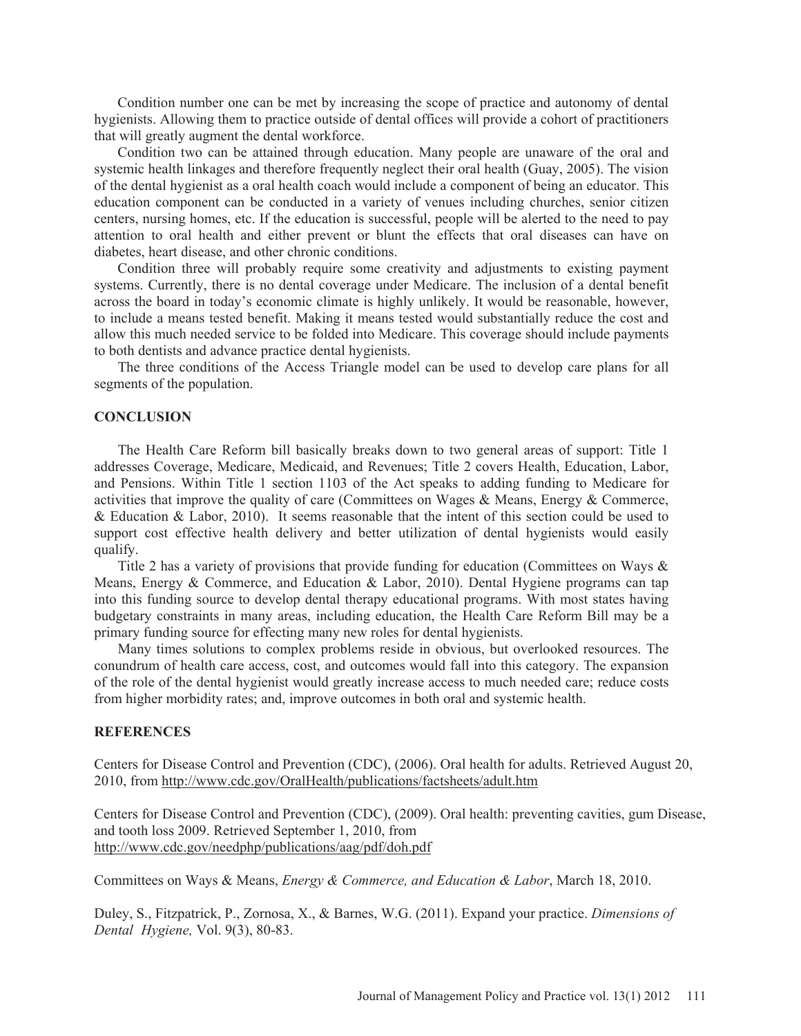Condition number one can be met by increasing the scope of practice and autonomy of dental hygienists. Allowing them to practice outside of dental offices will provide a cohort of practitioners that will greatly augment the dental workforce.

Condition two can be attained through education. Many people are unaware of the oral and systemic health linkages and therefore frequently neglect their oral health (Guay, 2005). The vision of the dental hygienist as a oral health coach would include a component of being an educator. This education component can be conducted in a variety of venues including churches, senior citizen centers, nursing homes, etc. If the education is successful, people will be alerted to the need to pay attention to oral health and either prevent or blunt the effects that oral diseases can have on diabetes, heart disease, and other chronic conditions.

Condition three will probably require some creativity and adjustments to existing payment systems. Currently, there is no dental coverage under Medicare. The inclusion of a dental benefit across the board in today's economic climate is highly unlikely. It would be reasonable, however, to include a means tested benefit. Making it means tested would substantially reduce the cost and allow this much needed service to be folded into Medicare. This coverage should include payments to both dentists and advance practice dental hygienists.

The three conditions of the Access Triangle model can be used to develop care plans for all segments of the population.

## CONCLUSION

The Health Care Reform bill basically breaks down to two general areas of support: Title 1 addresses Coverage, Medicare, Medicaid, and Revenues; Title 2 covers Health, Education, Labor, and Pensions. Within Title 1 section 1103 of the Act speaks to adding funding to Medicare for activities that improve the quality of care (Committees on Wages & Means, Energy & Commerce, & Education & Labor, 2010). It seems reasonable that the intent of this section could be used to support cost effective health delivery and better utilization of dental hygienists would easily qualify.

Title 2 has a variety of provisions that provide funding for education (Committees on Ways & Means, Energy & Commerce, and Education & Labor, 2010). Dental Hygiene programs can tap into this funding source to develop dental therapy educational programs. With most states having budgetary constraints in many areas, including education, the Health Care Reform Bill may be a primary funding source for effecting many new roles for dental hygienists.

Many times solutions to complex problems reside in obvious, but overlooked resources. The conundrum of health care access, cost, and outcomes would fall into this category. The expansion of the role of the dental hygienist would greatly increase access to much needed care; reduce costs from higher morbidity rates; and, improve outcomes in both oral and systemic health.

## REFERENCES

Centers for Disease Control and Prevention (CDC), (2006). Oral health for adults. Retrieved August 20, 2010, from http://www.cdc.gov/OralHealth/publications/factsheets/adult.htm

Centers for Disease Control and Prevention (CDC), (2009). Oral health: preventing cavities, gum Disease, and tooth loss 2009. Retrieved September 1, 2010, from http://www.cdc.gov/needphp/publications/aag/pdf/doh.pdf

Committees on Ways & Means, *Energy & Commerce, and Education & Labor*, March 18, 2010.

Duley, S., Fitzpatrick, P., Zornosa, X., & Barnes, W.G. (2011). Expand your practice. *Dimensions of Dental Hygiene,* Vol. 9(3), 80-83.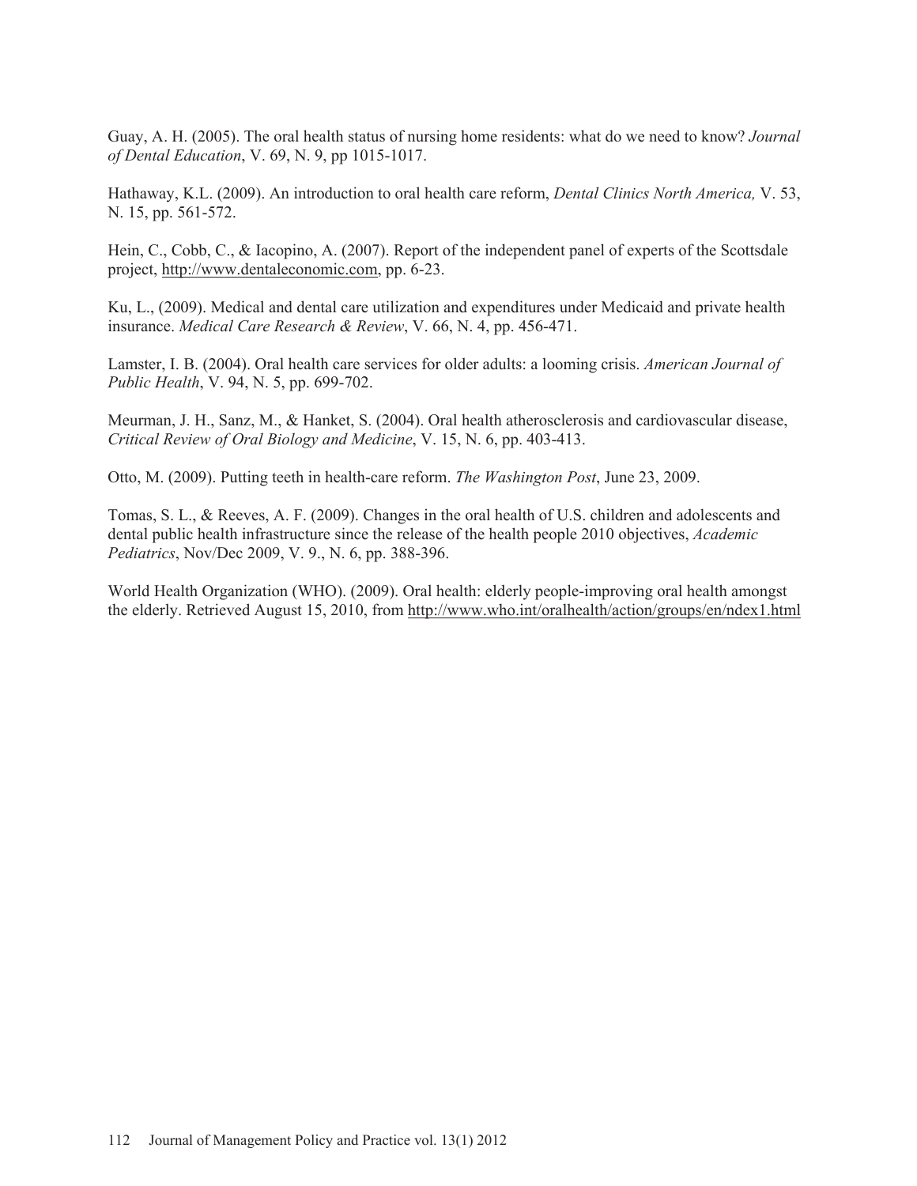Guay, A. H. (2005). The oral health status of nursing home residents: what do we need to know? *Journal of Dental Education*, V. 69, N. 9, pp 1015-1017.

Hathaway, K.L. (2009). An introduction to oral health care reform, *Dental Clinics North America,* V. 53, N. 15, pp. 561-572.

Hein, C., Cobb, C., & Iacopino, A. (2007). Report of the independent panel of experts of the Scottsdale project, http://www.dentaleconomic.com, pp. 6-23.

Ku, L., (2009). Medical and dental care utilization and expenditures under Medicaid and private health insurance. *Medical Care Research & Review*, V. 66, N. 4, pp. 456-471.

Lamster, I. B. (2004). Oral health care services for older adults: a looming crisis. *American Journal of Public Health*, V. 94, N. 5, pp. 699-702.

Meurman, J. H., Sanz, M., & Hanket, S. (2004). Oral health atherosclerosis and cardiovascular disease, *Critical Review of Oral Biology and Medicine*, V. 15, N. 6, pp. 403-413.

Otto, M. (2009). Putting teeth in health-care reform. *The Washington Post*, June 23, 2009.

Tomas, S. L., & Reeves, A. F. (2009). Changes in the oral health of U.S. children and adolescents and dental public health infrastructure since the release of the health people 2010 objectives, *Academic Pediatrics*, Nov/Dec 2009, V. 9., N. 6, pp. 388-396.

World Health Organization (WHO). (2009). Oral health: elderly people-improving oral health amongst the elderly. Retrieved August 15, 2010, from http://www.who.int/oralhealth/action/groups/en/ndex1.html